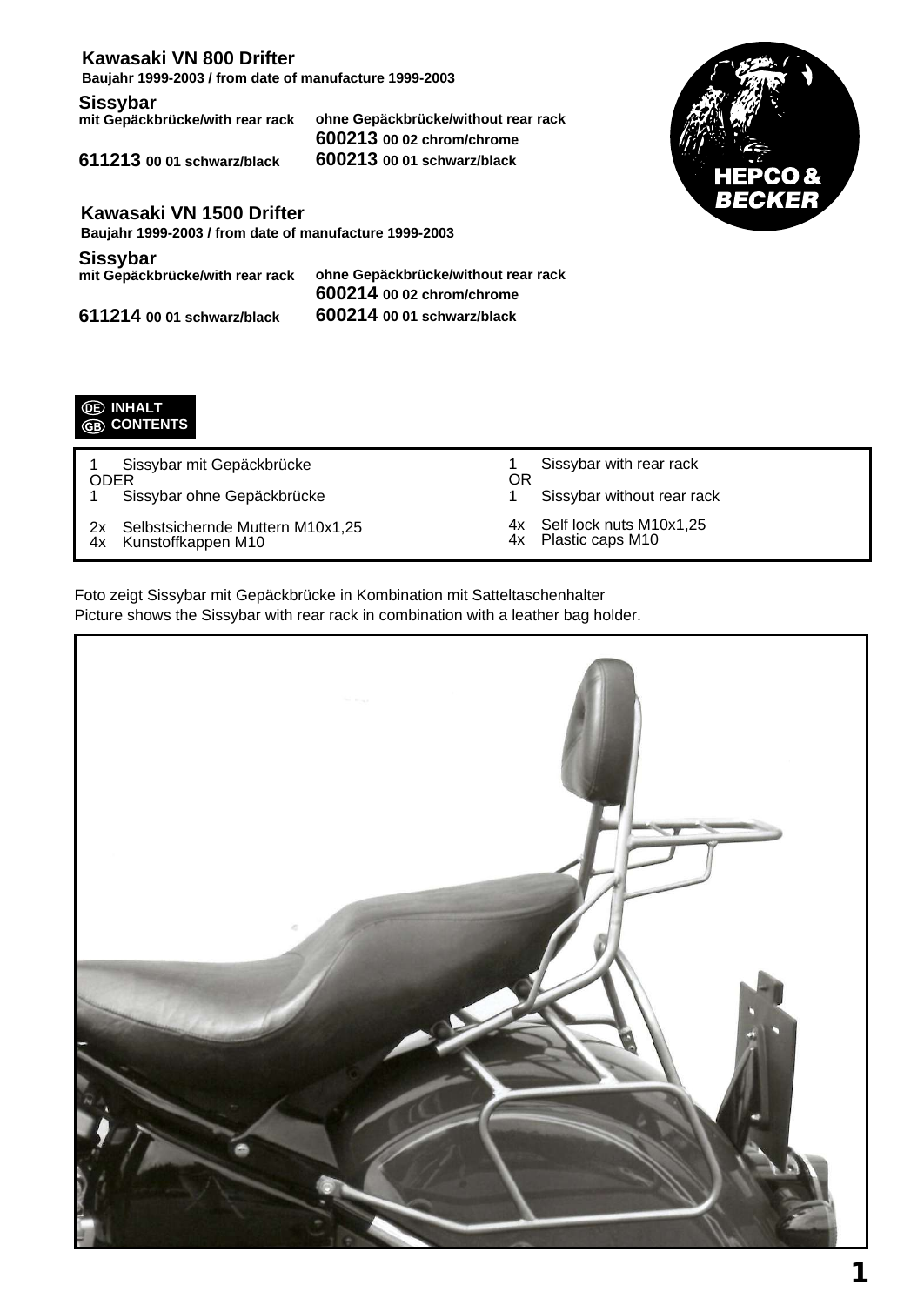**Kawasaki VN 800 Drifter**
**Baujahr 1999-2003 / from date of manufacture 1999-2003**

**Sissybar**

| mit Gepäckbrücke/with rear rack | ohne Gepäckbrücke/without rear rack |
|---|---|
| | **600213 00 02 chrom/chrome** |
| **611213 00 01 schwarz/black** | **600213 00 01 schwarz/black** |

HEPCO & BECKER

**Kawasaki VN 1500 Drifter**
**Baujahr 1999-2003 / from date of manufacture 1999-2003**

**Sissybar**

| mit Gepäckbrücke/with rear rack | ohne Gepäckbrücke/without rear rack |
|---|---|
| | **600214 00 02 chrom/chrome** |
| **611214 00 01 schwarz/black** | **600214 00 01 schwarz/black** |

**DE INHALT**
**GB CONTENTS**

| INHALT | CONTENTS |
|---|---|
| 1 Sissybar mit Gepäckbrücke | 1 Sissybar with rear rack |
| ODER | OR |
| 1 Sissybar ohne Gepäckbrücke | 1 Sissybar without rear rack |
| 2x Selbstsichernde Muttern M10x1,25 | 4x Self lock nuts M10x1,25 |
| 4x Kunstoffkappen M10 | 4x Plastic caps M10 |

Foto zeigt Sissybar mit Gepäckbrücke in Kombination mit Satteltaschenhalter
Picture shows the Sissybar with rear rack in combination with a leather bag holder.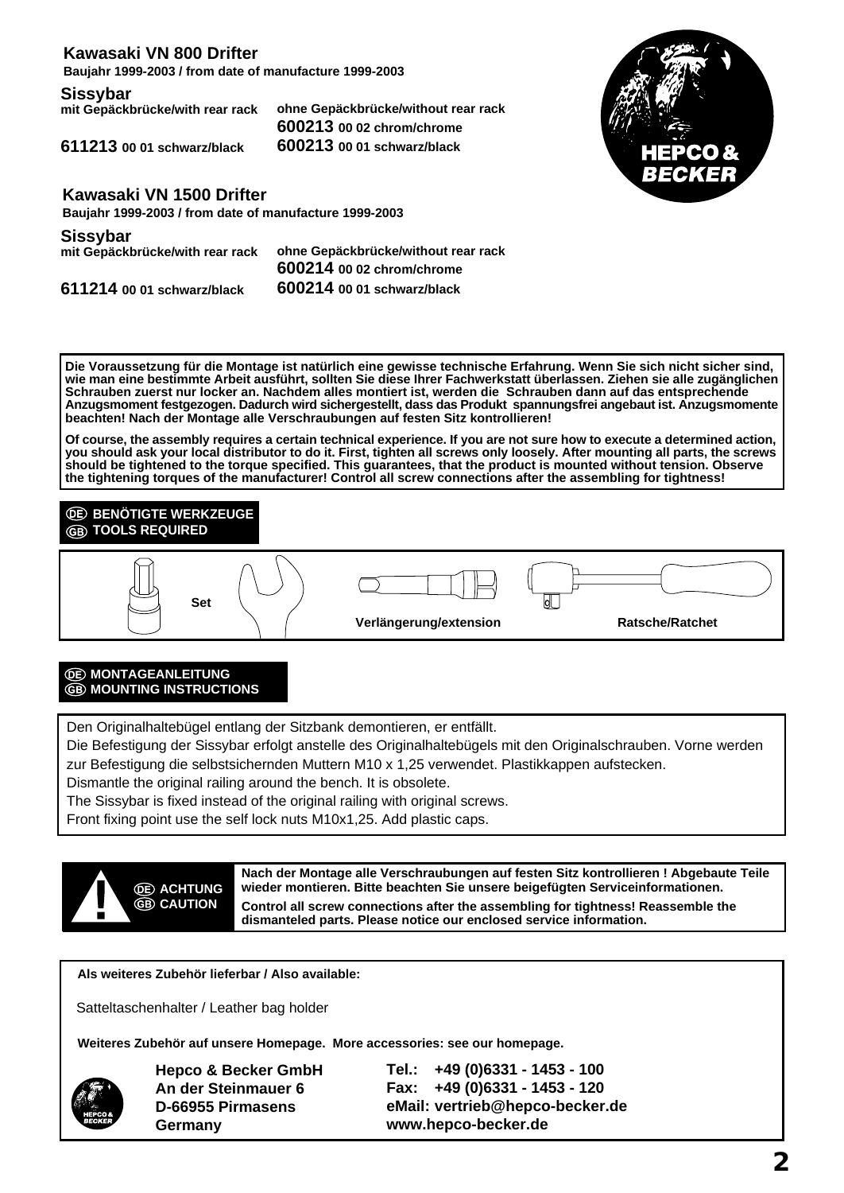**Kawasaki VN 800 Drifter**

**Baujahr 1999-2003 / from date of manufacture 1999-2003**

**Sissybar**

| mit Gepäckbrücke/with rear rack | ohne Gepäckbrücke/without rear rack |
|---|---|
| | **600213 00 02 chrom/chrome** |
| **611213 00 01 schwarz/black** | **600213 00 01 schwarz/black** |

HEPCO & BECKER

**Kawasaki VN 1500 Drifter**

**Baujahr 1999-2003 / from date of manufacture 1999-2003**

**Sissybar**

| mit Gepäckbrücke/with rear rack | ohne Gepäckbrücke/without rear rack |
|---|---|
| | **600214 00 02 chrom/chrome** |
| **611214 00 01 schwarz/black** | **600214 00 01 schwarz/black** |

**Die Voraussetzung für die Montage ist natürlich eine gewisse technische Erfahrung. Wenn Sie sich nicht sicher sind, wie man eine bestimmte Arbeit ausführt, sollten Sie diese Ihrer Fachwerkstatt überlassen. Ziehen sie alle zugänglichen Schrauben zuerst nur locker an. Nachdem alles montiert ist, werden die Schrauben dann auf das entsprechende Anzugsmoment festgezogen. Dadurch wird sichergestellt, dass das Produkt spannungsfrei angebaut ist. Anzugsmomente beachten! Nach der Montage alle Verschraubungen auf festen Sitz kontrollieren!**

**Of course, the assembly requires a certain technical experience. If you are not sure how to execute a determined action, you should ask your local distributor to do it. First, tighten all screws only loosely. After mounting all parts, the screws should be tightened to the torque specified. This guarantees, that the product is mounted without tension. Observe the tightening torques of the manufacturer! Control all screw connections after the assembling for tightness!**

**DE BENÖTIGTE WERKZEUGE**
**GB TOOLS REQUIRED**

Set

Verlängerung/extension

Ratsche/Ratchet

**DE MONTAGEANLEITUNG**
**GB MOUNTING INSTRUCTIONS**

Den Originalhaltebügel entlang der Sitzbank demontieren, er entfällt.
Die Befestigung der Sissybar erfolgt anstelle des Originalhaltebügels mit den Originalschrauben. Vorne werden zur Befestigung die selbstsichernden Muttern M10 x 1,25 verwendet. Plastikkappen aufstecken.
Dismantle the original railing around the bench. It is obsolete.
The Sissybar is fixed instead of the original railing with original screws.
Front fixing point use the self lock nuts M10x1,25. Add plastic caps.

**DE ACHTUNG**
**GB CAUTION**

**Nach der Montage alle Verschraubungen auf festen Sitz kontrollieren ! Abgebaute Teile wieder montieren. Bitte beachten Sie unsere beigefügten Serviceinformationen.**

**Control all screw connections after the assembling for tightness! Reassemble the dismanteled parts. Please notice our enclosed service information.**

**Als weiteres Zubehör lieferbar / Also available:**

Satteltaschenhalter / Leather bag holder

**Weiteres Zubehör auf unsere Homepage. More accessories: see our homepage.**

**Hepco & Becker GmbH**
**An der Steinmauer 6**
**D-66955 Pirmasens**
**Germany**

**Tel.: +49 (0)6331 - 1453 - 100**
**Fax: +49 (0)6331 - 1453 - 120**
**eMail: vertrieb@hepco-becker.de**
**www.hepco-becker.de**